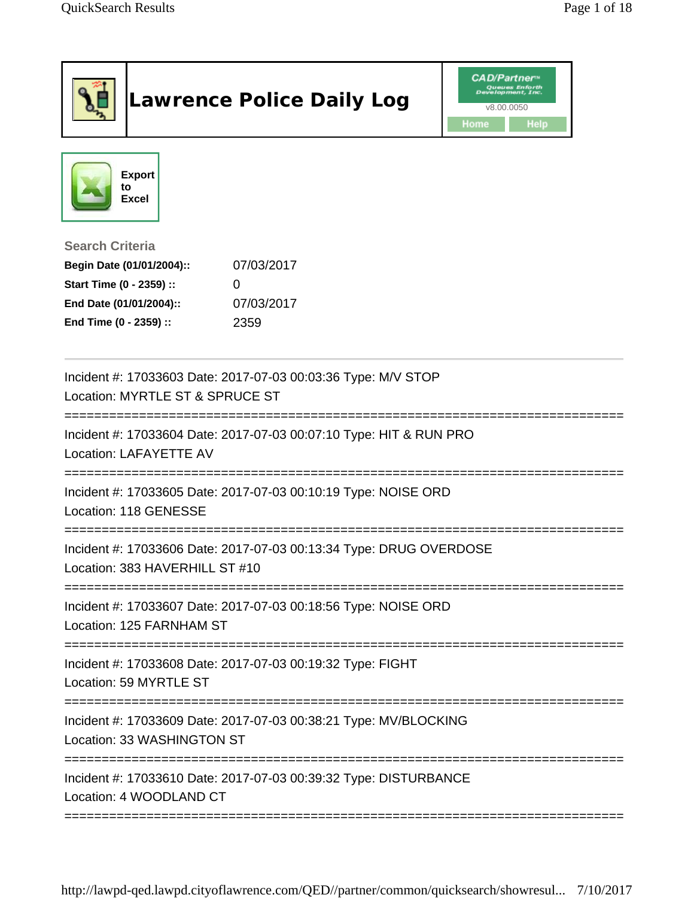# Lawrence Police Daily Log

CAD/Partner
v8.00.0050
Home | Help

Export to Excel

## Search Criteria

| | |
|---|---|
| **Begin Date (01/01/2004)::** | 07/03/2017 |
| **Start Time (0 - 2359) ::** | 0 |
| **End Date (01/01/2004)::** | 07/03/2017 |
| **End Time (0 - 2359) ::** | 2359 |

---

Incident #: 17033603 Date: 2017-07-03 00:03:36 Type: M/V STOP
Location: MYRTLE ST & SPRUCE ST

===========================================================================

Incident #: 17033604 Date: 2017-07-03 00:07:10 Type: HIT & RUN PRO
Location: LAFAYETTE AV

===========================================================================

Incident #: 17033605 Date: 2017-07-03 00:10:19 Type: NOISE ORD
Location: 118 GENESSE

===========================================================================

Incident #: 17033606 Date: 2017-07-03 00:13:34 Type: DRUG OVERDOSE
Location: 383 HAVERHILL ST #10

===========================================================================

Incident #: 17033607 Date: 2017-07-03 00:18:56 Type: NOISE ORD
Location: 125 FARNHAM ST

===========================================================================

Incident #: 17033608 Date: 2017-07-03 00:19:32 Type: FIGHT
Location: 59 MYRTLE ST

===========================================================================

Incident #: 17033609 Date: 2017-07-03 00:38:21 Type: MV/BLOCKING
Location: 33 WASHINGTON ST

===========================================================================

Incident #: 17033610 Date: 2017-07-03 00:39:32 Type: DISTURBANCE
Location: 4 WOODLAND CT

===========================================================================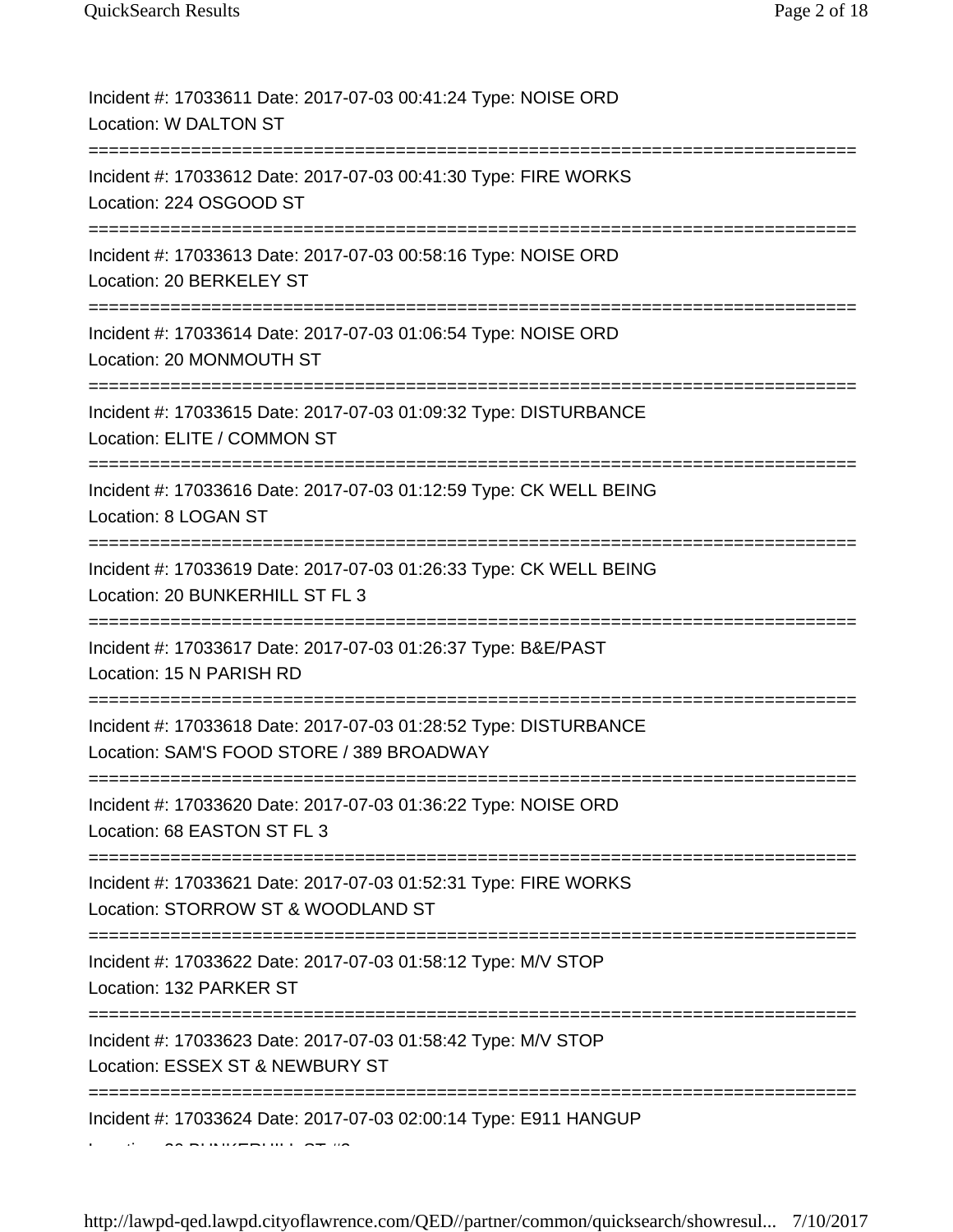Incident #: 17033611 Date: 2017-07-03 00:41:24 Type: NOISE ORD
Location: W DALTON ST

===========================================================================

Incident #: 17033612 Date: 2017-07-03 00:41:30 Type: FIRE WORKS
Location: 224 OSGOOD ST

===========================================================================

Incident #: 17033613 Date: 2017-07-03 00:58:16 Type: NOISE ORD
Location: 20 BERKELEY ST

===========================================================================

Incident #: 17033614 Date: 2017-07-03 01:06:54 Type: NOISE ORD
Location: 20 MONMOUTH ST

===========================================================================

Incident #: 17033615 Date: 2017-07-03 01:09:32 Type: DISTURBANCE
Location: ELITE / COMMON ST

===========================================================================

Incident #: 17033616 Date: 2017-07-03 01:12:59 Type: CK WELL BEING
Location: 8 LOGAN ST

===========================================================================

Incident #: 17033619 Date: 2017-07-03 01:26:33 Type: CK WELL BEING
Location: 20 BUNKERHILL ST FL 3

===========================================================================

Incident #: 17033617 Date: 2017-07-03 01:26:37 Type: B&E/PAST
Location: 15 N PARISH RD

===========================================================================

Incident #: 17033618 Date: 2017-07-03 01:28:52 Type: DISTURBANCE
Location: SAM'S FOOD STORE / 389 BROADWAY

===========================================================================

Incident #: 17033620 Date: 2017-07-03 01:36:22 Type: NOISE ORD
Location: 68 EASTON ST FL 3

===========================================================================

Incident #: 17033621 Date: 2017-07-03 01:52:31 Type: FIRE WORKS
Location: STORROW ST & WOODLAND ST

===========================================================================

Incident #: 17033622 Date: 2017-07-03 01:58:12 Type: M/V STOP
Location: 132 PARKER ST

===========================================================================

Incident #: 17033623 Date: 2017-07-03 01:58:42 Type: M/V STOP
Location: ESSEX ST & NEWBURY ST

===========================================================================

Incident #: 17033624 Date: 2017-07-03 02:00:14 Type: E911 HANGUP
Location: 20 BUNKERHILL ST #3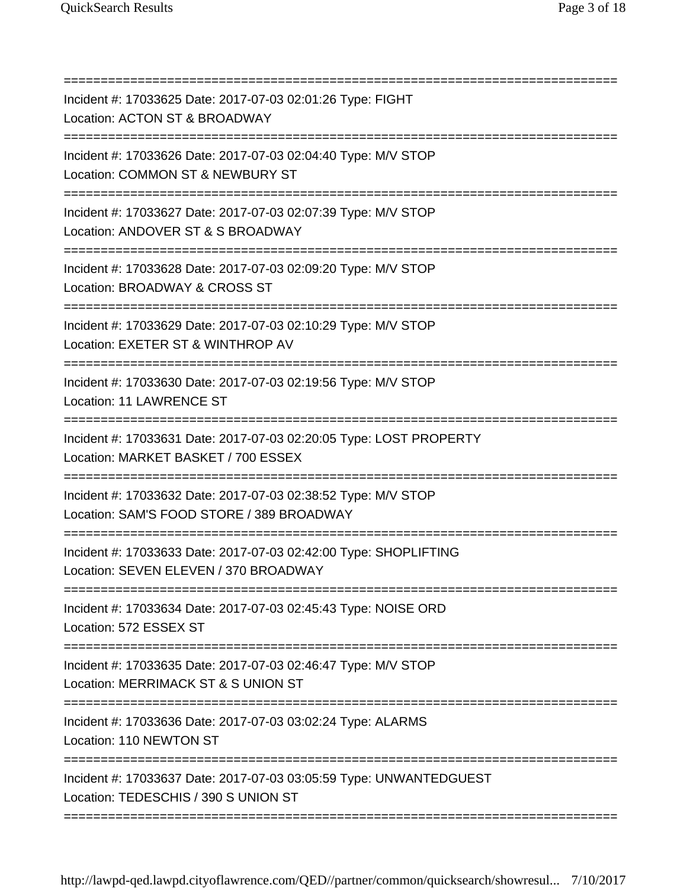===========================================================================

Incident #: 17033625 Date: 2017-07-03 02:01:26 Type: FIGHT
Location: ACTON ST & BROADWAY

===========================================================================

Incident #: 17033626 Date: 2017-07-03 02:04:40 Type: M/V STOP
Location: COMMON ST & NEWBURY ST

===========================================================================

Incident #: 17033627 Date: 2017-07-03 02:07:39 Type: M/V STOP
Location: ANDOVER ST & S BROADWAY

===========================================================================

Incident #: 17033628 Date: 2017-07-03 02:09:20 Type: M/V STOP
Location: BROADWAY & CROSS ST

===========================================================================

Incident #: 17033629 Date: 2017-07-03 02:10:29 Type: M/V STOP
Location: EXETER ST & WINTHROP AV

===========================================================================

Incident #: 17033630 Date: 2017-07-03 02:19:56 Type: M/V STOP
Location: 11 LAWRENCE ST

===========================================================================

Incident #: 17033631 Date: 2017-07-03 02:20:05 Type: LOST PROPERTY
Location: MARKET BASKET / 700 ESSEX

===========================================================================

Incident #: 17033632 Date: 2017-07-03 02:38:52 Type: M/V STOP
Location: SAM'S FOOD STORE / 389 BROADWAY

===========================================================================

Incident #: 17033633 Date: 2017-07-03 02:42:00 Type: SHOPLIFTING
Location: SEVEN ELEVEN / 370 BROADWAY

===========================================================================

Incident #: 17033634 Date: 2017-07-03 02:45:43 Type: NOISE ORD
Location: 572 ESSEX ST

===========================================================================

Incident #: 17033635 Date: 2017-07-03 02:46:47 Type: M/V STOP
Location: MERRIMACK ST & S UNION ST

===========================================================================

Incident #: 17033636 Date: 2017-07-03 03:02:24 Type: ALARMS
Location: 110 NEWTON ST

===========================================================================

Incident #: 17033637 Date: 2017-07-03 03:05:59 Type: UNWANTEDGUEST
Location: TEDESCHIS / 390 S UNION ST

===========================================================================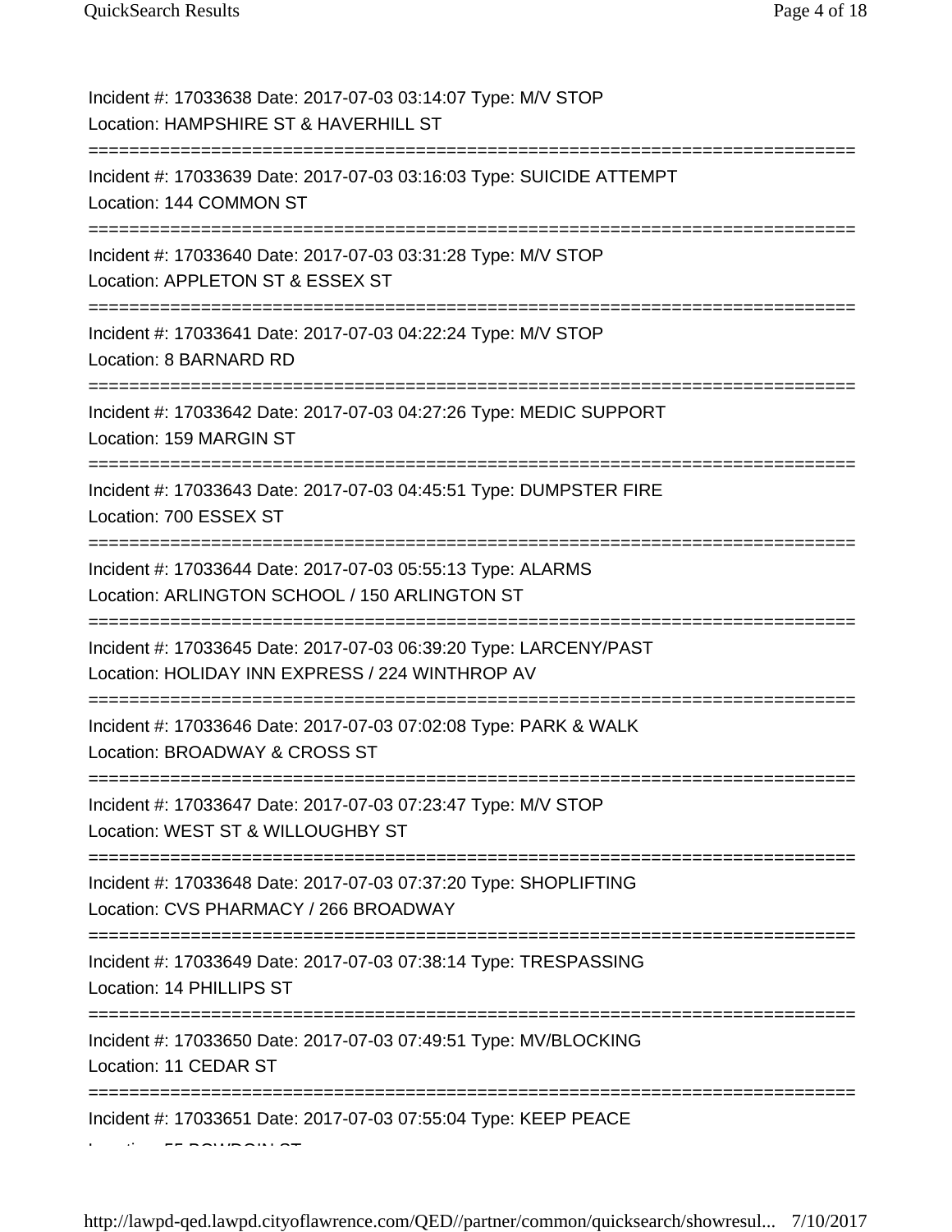Incident #: 17033638 Date: 2017-07-03 03:14:07 Type: M/V STOP
Location: HAMPSHIRE ST & HAVERHILL ST

===========================================================================

Incident #: 17033639 Date: 2017-07-03 03:16:03 Type: SUICIDE ATTEMPT
Location: 144 COMMON ST

===========================================================================

Incident #: 17033640 Date: 2017-07-03 03:31:28 Type: M/V STOP
Location: APPLETON ST & ESSEX ST

===========================================================================

Incident #: 17033641 Date: 2017-07-03 04:22:24 Type: M/V STOP
Location: 8 BARNARD RD

===========================================================================

Incident #: 17033642 Date: 2017-07-03 04:27:26 Type: MEDIC SUPPORT
Location: 159 MARGIN ST

===========================================================================

Incident #: 17033643 Date: 2017-07-03 04:45:51 Type: DUMPSTER FIRE
Location: 700 ESSEX ST

===========================================================================

Incident #: 17033644 Date: 2017-07-03 05:55:13 Type: ALARMS
Location: ARLINGTON SCHOOL / 150 ARLINGTON ST

===========================================================================

Incident #: 17033645 Date: 2017-07-03 06:39:20 Type: LARCENY/PAST
Location: HOLIDAY INN EXPRESS / 224 WINTHROP AV

===========================================================================

Incident #: 17033646 Date: 2017-07-03 07:02:08 Type: PARK & WALK
Location: BROADWAY & CROSS ST

===========================================================================

Incident #: 17033647 Date: 2017-07-03 07:23:47 Type: M/V STOP
Location: WEST ST & WILLOUGHBY ST

===========================================================================

Incident #: 17033648 Date: 2017-07-03 07:37:20 Type: SHOPLIFTING
Location: CVS PHARMACY / 266 BROADWAY

===========================================================================

Incident #: 17033649 Date: 2017-07-03 07:38:14 Type: TRESPASSING
Location: 14 PHILLIPS ST

===========================================================================

Incident #: 17033650 Date: 2017-07-03 07:49:51 Type: MV/BLOCKING
Location: 11 CEDAR ST

===========================================================================

Incident #: 17033651 Date: 2017-07-03 07:55:04 Type: KEEP PEACE
Location: 55 BOWDOIN ST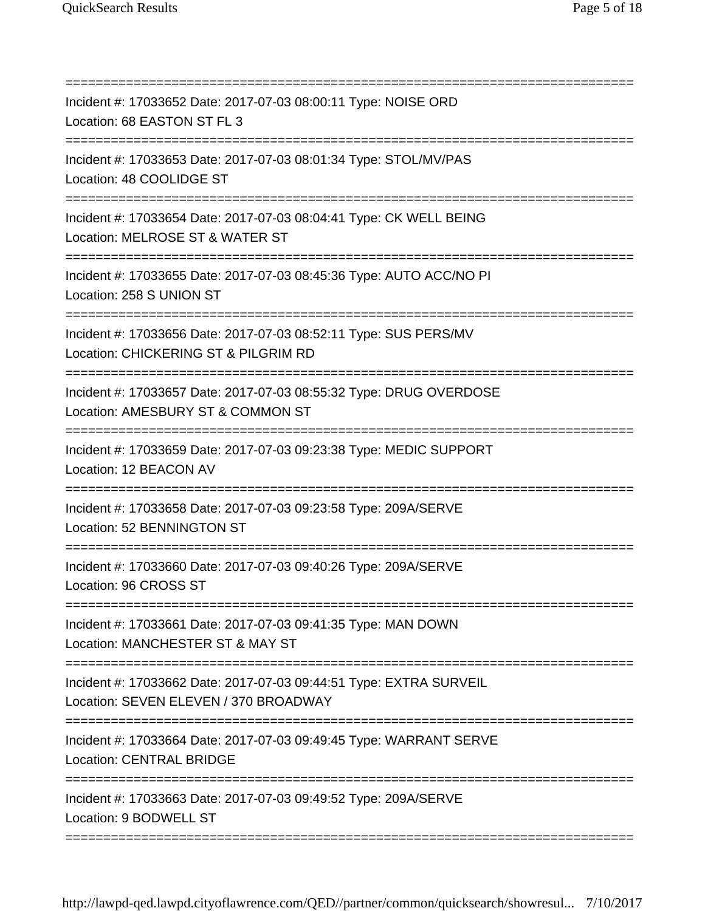===========================================================================
Incident #: 17033652 Date: 2017-07-03 08:00:11 Type: NOISE ORD
Location: 68 EASTON ST FL 3
===========================================================================
Incident #: 17033653 Date: 2017-07-03 08:01:34 Type: STOL/MV/PAS
Location: 48 COOLIDGE ST
===========================================================================
Incident #: 17033654 Date: 2017-07-03 08:04:41 Type: CK WELL BEING
Location: MELROSE ST & WATER ST
===========================================================================
Incident #: 17033655 Date: 2017-07-03 08:45:36 Type: AUTO ACC/NO PI
Location: 258 S UNION ST
===========================================================================
Incident #: 17033656 Date: 2017-07-03 08:52:11 Type: SUS PERS/MV
Location: CHICKERING ST & PILGRIM RD
===========================================================================
Incident #: 17033657 Date: 2017-07-03 08:55:32 Type: DRUG OVERDOSE
Location: AMESBURY ST & COMMON ST
===========================================================================
Incident #: 17033659 Date: 2017-07-03 09:23:38 Type: MEDIC SUPPORT
Location: 12 BEACON AV
===========================================================================
Incident #: 17033658 Date: 2017-07-03 09:23:58 Type: 209A/SERVE
Location: 52 BENNINGTON ST
===========================================================================
Incident #: 17033660 Date: 2017-07-03 09:40:26 Type: 209A/SERVE
Location: 96 CROSS ST
===========================================================================
Incident #: 17033661 Date: 2017-07-03 09:41:35 Type: MAN DOWN
Location: MANCHESTER ST & MAY ST
===========================================================================
Incident #: 17033662 Date: 2017-07-03 09:44:51 Type: EXTRA SURVEIL
Location: SEVEN ELEVEN / 370 BROADWAY
===========================================================================
Incident #: 17033664 Date: 2017-07-03 09:49:45 Type: WARRANT SERVE
Location: CENTRAL BRIDGE
===========================================================================
Incident #: 17033663 Date: 2017-07-03 09:49:52 Type: 209A/SERVE
Location: 9 BODWELL ST
===========================================================================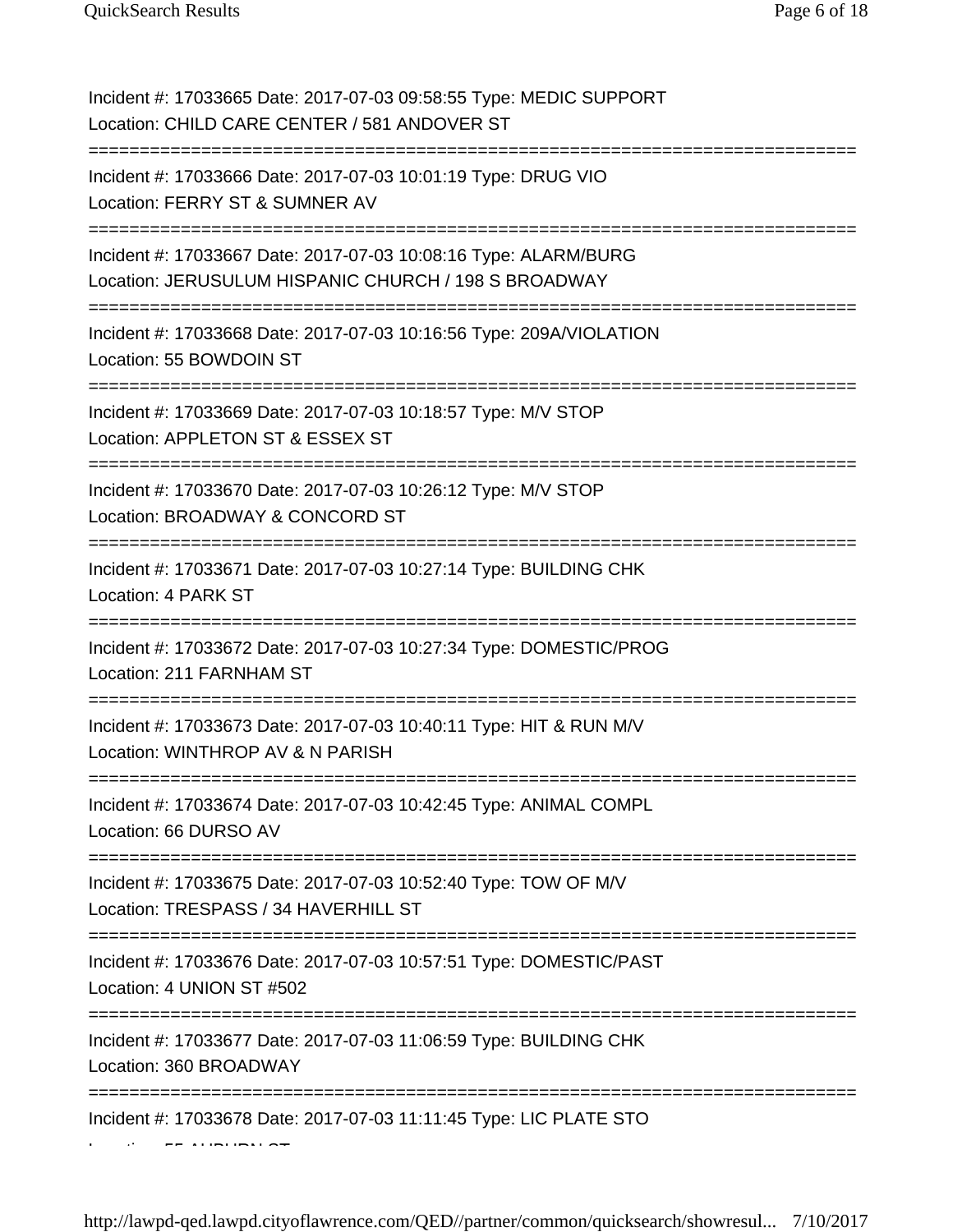Incident #: 17033665 Date: 2017-07-03 09:58:55 Type: MEDIC SUPPORT
Location: CHILD CARE CENTER / 581 ANDOVER ST

===========================================================================

Incident #: 17033666 Date: 2017-07-03 10:01:19 Type: DRUG VIO
Location: FERRY ST & SUMNER AV

===========================================================================

Incident #: 17033667 Date: 2017-07-03 10:08:16 Type: ALARM/BURG
Location: JERUSULUM HISPANIC CHURCH / 198 S BROADWAY

===========================================================================

Incident #: 17033668 Date: 2017-07-03 10:16:56 Type: 209A/VIOLATION
Location: 55 BOWDOIN ST

===========================================================================

Incident #: 17033669 Date: 2017-07-03 10:18:57 Type: M/V STOP
Location: APPLETON ST & ESSEX ST

===========================================================================

Incident #: 17033670 Date: 2017-07-03 10:26:12 Type: M/V STOP
Location: BROADWAY & CONCORD ST

===========================================================================

Incident #: 17033671 Date: 2017-07-03 10:27:14 Type: BUILDING CHK
Location: 4 PARK ST

===========================================================================

Incident #: 17033672 Date: 2017-07-03 10:27:34 Type: DOMESTIC/PROG
Location: 211 FARNHAM ST

===========================================================================

Incident #: 17033673 Date: 2017-07-03 10:40:11 Type: HIT & RUN M/V
Location: WINTHROP AV & N PARISH

===========================================================================

Incident #: 17033674 Date: 2017-07-03 10:42:45 Type: ANIMAL COMPL
Location: 66 DURSO AV

===========================================================================

Incident #: 17033675 Date: 2017-07-03 10:52:40 Type: TOW OF M/V
Location: TRESPASS / 34 HAVERHILL ST

===========================================================================

Incident #: 17033676 Date: 2017-07-03 10:57:51 Type: DOMESTIC/PAST
Location: 4 UNION ST #502

===========================================================================

Incident #: 17033677 Date: 2017-07-03 11:06:59 Type: BUILDING CHK
Location: 360 BROADWAY

===========================================================================

Incident #: 17033678 Date: 2017-07-03 11:11:45 Type: LIC PLATE STO
Location: 55 AUBURN ST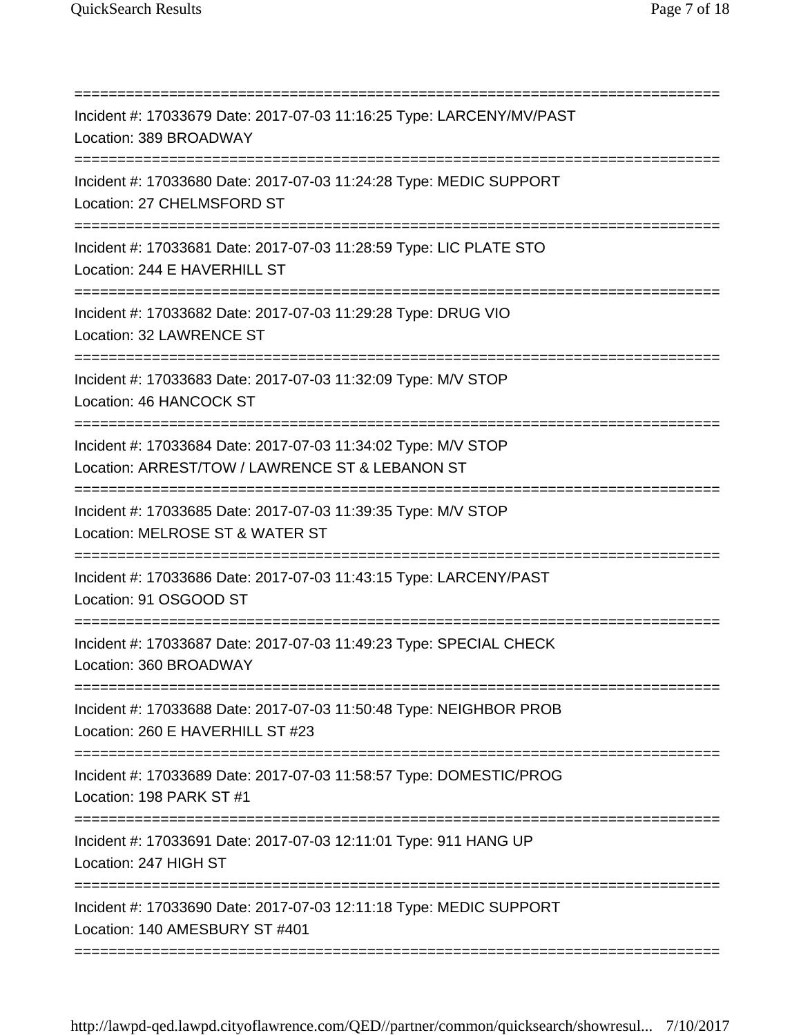===========================================================================

Incident #: 17033679 Date: 2017-07-03 11:16:25 Type: LARCENY/MV/PAST
Location: 389 BROADWAY

===========================================================================

Incident #: 17033680 Date: 2017-07-03 11:24:28 Type: MEDIC SUPPORT
Location: 27 CHELMSFORD ST

===========================================================================

Incident #: 17033681 Date: 2017-07-03 11:28:59 Type: LIC PLATE STO
Location: 244 E HAVERHILL ST

===========================================================================

Incident #: 17033682 Date: 2017-07-03 11:29:28 Type: DRUG VIO
Location: 32 LAWRENCE ST

===========================================================================

Incident #: 17033683 Date: 2017-07-03 11:32:09 Type: M/V STOP
Location: 46 HANCOCK ST

===========================================================================

Incident #: 17033684 Date: 2017-07-03 11:34:02 Type: M/V STOP
Location: ARREST/TOW / LAWRENCE ST & LEBANON ST

===========================================================================

Incident #: 17033685 Date: 2017-07-03 11:39:35 Type: M/V STOP
Location: MELROSE ST & WATER ST

===========================================================================

Incident #: 17033686 Date: 2017-07-03 11:43:15 Type: LARCENY/PAST
Location: 91 OSGOOD ST

===========================================================================

Incident #: 17033687 Date: 2017-07-03 11:49:23 Type: SPECIAL CHECK
Location: 360 BROADWAY

===========================================================================

Incident #: 17033688 Date: 2017-07-03 11:50:48 Type: NEIGHBOR PROB
Location: 260 E HAVERHILL ST #23

===========================================================================

Incident #: 17033689 Date: 2017-07-03 11:58:57 Type: DOMESTIC/PROG
Location: 198 PARK ST #1

===========================================================================

Incident #: 17033691 Date: 2017-07-03 12:11:01 Type: 911 HANG UP
Location: 247 HIGH ST

===========================================================================

Incident #: 17033690 Date: 2017-07-03 12:11:18 Type: MEDIC SUPPORT
Location: 140 AMESBURY ST #401

===========================================================================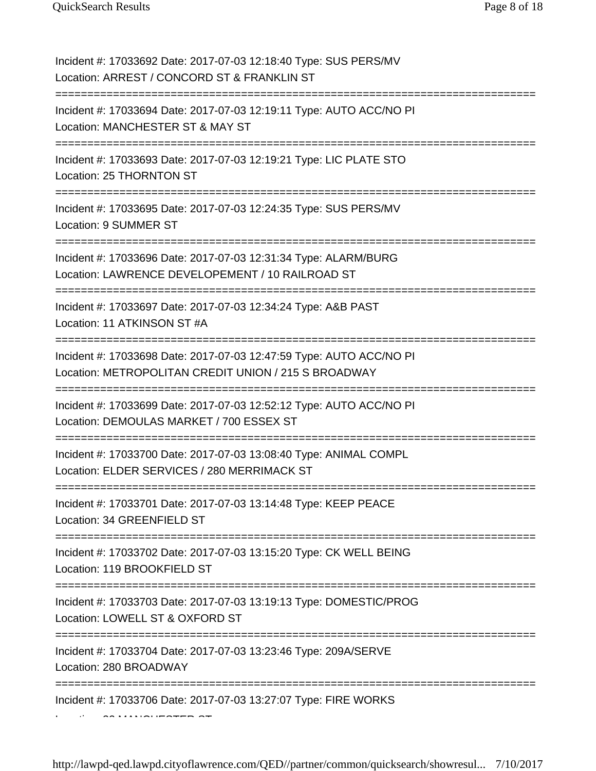Incident #: 17033692 Date: 2017-07-03 12:18:40 Type: SUS PERS/MV
Location: ARREST / CONCORD ST & FRANKLIN ST

===========================================================================

Incident #: 17033694 Date: 2017-07-03 12:19:11 Type: AUTO ACC/NO PI
Location: MANCHESTER ST & MAY ST

===========================================================================

Incident #: 17033693 Date: 2017-07-03 12:19:21 Type: LIC PLATE STO
Location: 25 THORNTON ST

===========================================================================

Incident #: 17033695 Date: 2017-07-03 12:24:35 Type: SUS PERS/MV
Location: 9 SUMMER ST

===========================================================================

Incident #: 17033696 Date: 2017-07-03 12:31:34 Type: ALARM/BURG
Location: LAWRENCE DEVELOPEMENT / 10 RAILROAD ST

===========================================================================

Incident #: 17033697 Date: 2017-07-03 12:34:24 Type: A&B PAST
Location: 11 ATKINSON ST #A

===========================================================================

Incident #: 17033698 Date: 2017-07-03 12:47:59 Type: AUTO ACC/NO PI
Location: METROPOLITAN CREDIT UNION / 215 S BROADWAY

===========================================================================

Incident #: 17033699 Date: 2017-07-03 12:52:12 Type: AUTO ACC/NO PI
Location: DEMOULAS MARKET / 700 ESSEX ST

===========================================================================

Incident #: 17033700 Date: 2017-07-03 13:08:40 Type: ANIMAL COMPL
Location: ELDER SERVICES / 280 MERRIMACK ST

===========================================================================

Incident #: 17033701 Date: 2017-07-03 13:14:48 Type: KEEP PEACE
Location: 34 GREENFIELD ST

===========================================================================

Incident #: 17033702 Date: 2017-07-03 13:15:20 Type: CK WELL BEING
Location: 119 BROOKFIELD ST

===========================================================================

Incident #: 17033703 Date: 2017-07-03 13:19:13 Type: DOMESTIC/PROG
Location: LOWELL ST & OXFORD ST

===========================================================================

Incident #: 17033704 Date: 2017-07-03 13:23:46 Type: 209A/SERVE
Location: 280 BROADWAY

===========================================================================

Incident #: 17033706 Date: 2017-07-03 13:27:07 Type: FIRE WORKS
Location: 80 MANCHESTER ST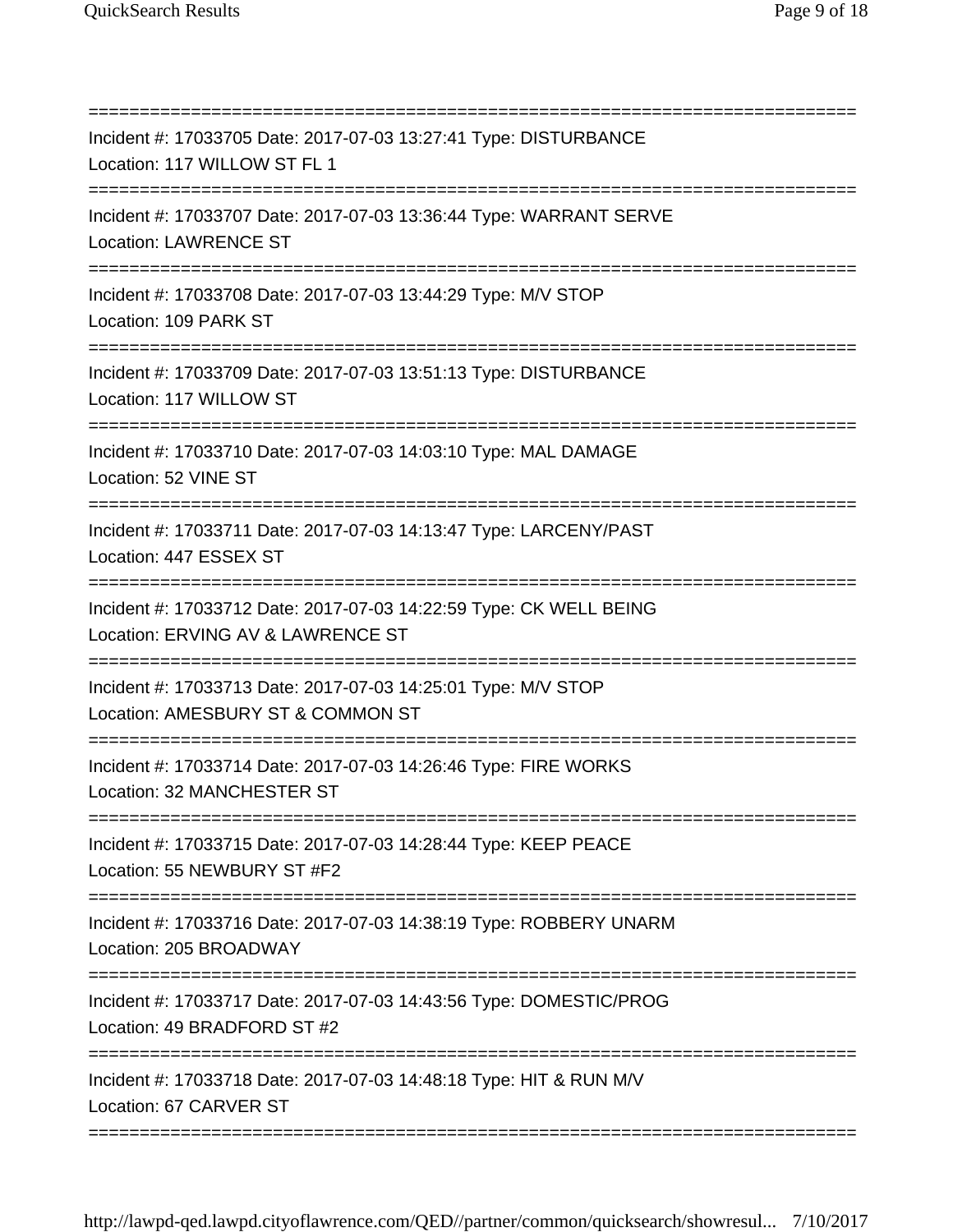===========================================================================
Incident #: 17033705 Date: 2017-07-03 13:27:41 Type: DISTURBANCE
Location: 117 WILLOW ST FL 1
===========================================================================
Incident #: 17033707 Date: 2017-07-03 13:36:44 Type: WARRANT SERVE
Location: LAWRENCE ST
===========================================================================
Incident #: 17033708 Date: 2017-07-03 13:44:29 Type: M/V STOP
Location: 109 PARK ST
===========================================================================
Incident #: 17033709 Date: 2017-07-03 13:51:13 Type: DISTURBANCE
Location: 117 WILLOW ST
===========================================================================
Incident #: 17033710 Date: 2017-07-03 14:03:10 Type: MAL DAMAGE
Location: 52 VINE ST
===========================================================================
Incident #: 17033711 Date: 2017-07-03 14:13:47 Type: LARCENY/PAST
Location: 447 ESSEX ST
===========================================================================
Incident #: 17033712 Date: 2017-07-03 14:22:59 Type: CK WELL BEING
Location: ERVING AV & LAWRENCE ST
===========================================================================
Incident #: 17033713 Date: 2017-07-03 14:25:01 Type: M/V STOP
Location: AMESBURY ST & COMMON ST
===========================================================================
Incident #: 17033714 Date: 2017-07-03 14:26:46 Type: FIRE WORKS
Location: 32 MANCHESTER ST
===========================================================================
Incident #: 17033715 Date: 2017-07-03 14:28:44 Type: KEEP PEACE
Location: 55 NEWBURY ST #F2
===========================================================================
Incident #: 17033716 Date: 2017-07-03 14:38:19 Type: ROBBERY UNARM
Location: 205 BROADWAY
===========================================================================
Incident #: 17033717 Date: 2017-07-03 14:43:56 Type: DOMESTIC/PROG
Location: 49 BRADFORD ST #2
===========================================================================
Incident #: 17033718 Date: 2017-07-03 14:48:18 Type: HIT & RUN M/V
Location: 67 CARVER ST
===========================================================================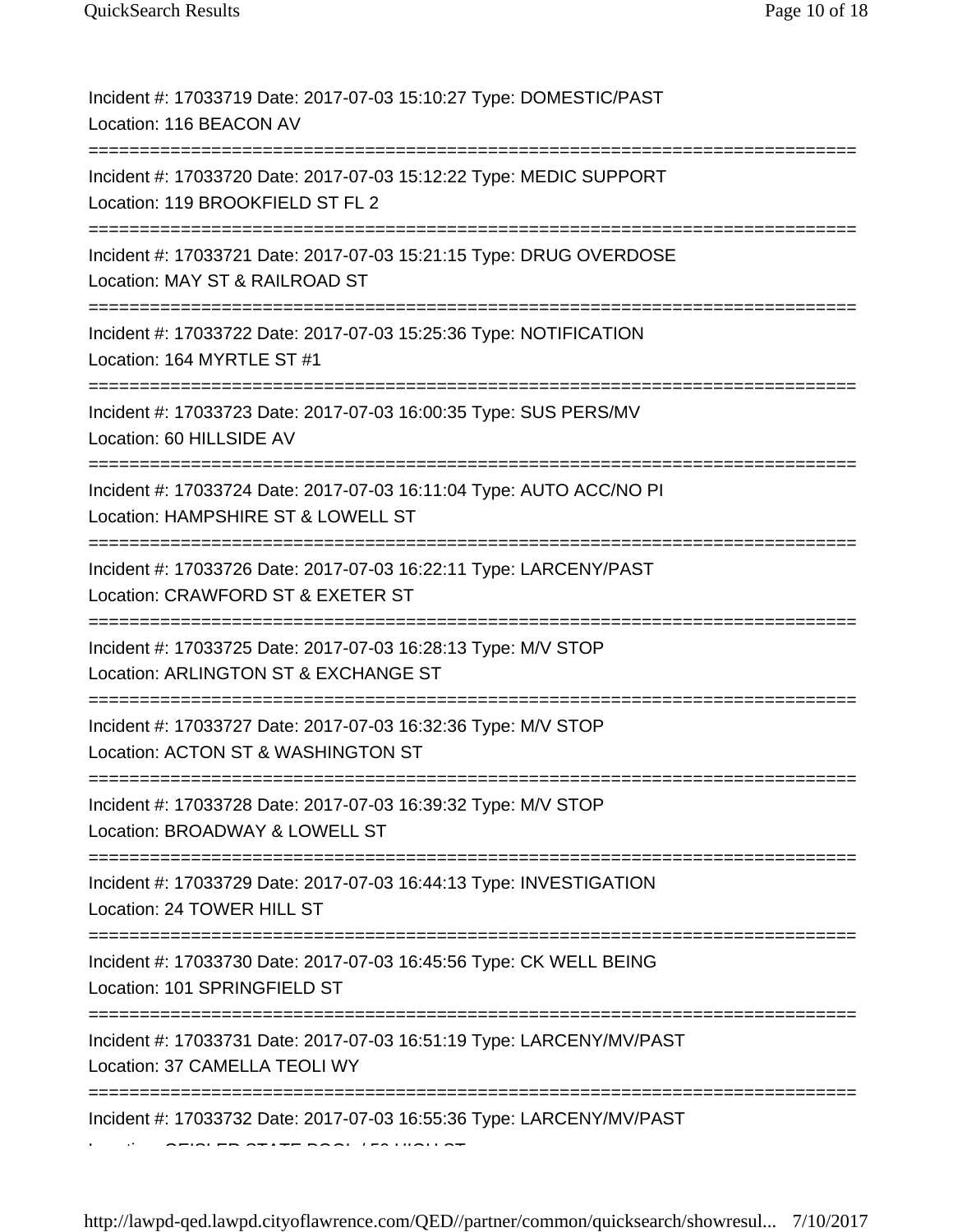Incident #: 17033719 Date: 2017-07-03 15:10:27 Type: DOMESTIC/PAST
Location: 116 BEACON AV

===========================================================================

Incident #: 17033720 Date: 2017-07-03 15:12:22 Type: MEDIC SUPPORT
Location: 119 BROOKFIELD ST FL 2

===========================================================================

Incident #: 17033721 Date: 2017-07-03 15:21:15 Type: DRUG OVERDOSE
Location: MAY ST & RAILROAD ST

===========================================================================

Incident #: 17033722 Date: 2017-07-03 15:25:36 Type: NOTIFICATION
Location: 164 MYRTLE ST #1

===========================================================================

Incident #: 17033723 Date: 2017-07-03 16:00:35 Type: SUS PERS/MV
Location: 60 HILLSIDE AV

===========================================================================

Incident #: 17033724 Date: 2017-07-03 16:11:04 Type: AUTO ACC/NO PI
Location: HAMPSHIRE ST & LOWELL ST

===========================================================================

Incident #: 17033726 Date: 2017-07-03 16:22:11 Type: LARCENY/PAST
Location: CRAWFORD ST & EXETER ST

===========================================================================

Incident #: 17033725 Date: 2017-07-03 16:28:13 Type: M/V STOP
Location: ARLINGTON ST & EXCHANGE ST

===========================================================================

Incident #: 17033727 Date: 2017-07-03 16:32:36 Type: M/V STOP
Location: ACTON ST & WASHINGTON ST

===========================================================================

Incident #: 17033728 Date: 2017-07-03 16:39:32 Type: M/V STOP
Location: BROADWAY & LOWELL ST

===========================================================================

Incident #: 17033729 Date: 2017-07-03 16:44:13 Type: INVESTIGATION
Location: 24 TOWER HILL ST

===========================================================================

Incident #: 17033730 Date: 2017-07-03 16:45:56 Type: CK WELL BEING
Location: 101 SPRINGFIELD ST

===========================================================================

Incident #: 17033731 Date: 2017-07-03 16:51:19 Type: LARCENY/MV/PAST
Location: 37 CAMELLA TEOLI WY

===========================================================================

Incident #: 17033732 Date: 2017-07-03 16:55:36 Type: LARCENY/MV/PAST
Location: GEISLER STATE POOL / 50 HIGH ST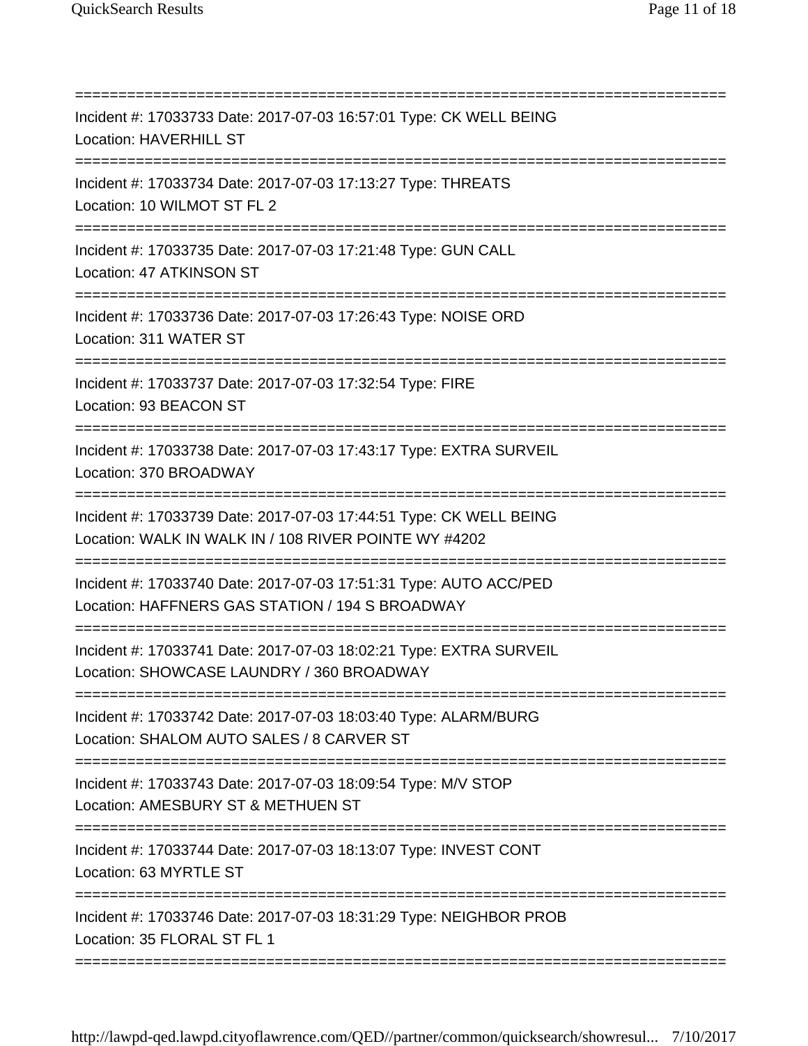===========================================================================

Incident #: 17033733 Date: 2017-07-03 16:57:01 Type: CK WELL BEING
Location: HAVERHILL ST

===========================================================================

Incident #: 17033734 Date: 2017-07-03 17:13:27 Type: THREATS
Location: 10 WILMOT ST FL 2

===========================================================================

Incident #: 17033735 Date: 2017-07-03 17:21:48 Type: GUN CALL
Location: 47 ATKINSON ST

===========================================================================

Incident #: 17033736 Date: 2017-07-03 17:26:43 Type: NOISE ORD
Location: 311 WATER ST

===========================================================================

Incident #: 17033737 Date: 2017-07-03 17:32:54 Type: FIRE
Location: 93 BEACON ST

===========================================================================

Incident #: 17033738 Date: 2017-07-03 17:43:17 Type: EXTRA SURVEIL
Location: 370 BROADWAY

===========================================================================

Incident #: 17033739 Date: 2017-07-03 17:44:51 Type: CK WELL BEING
Location: WALK IN WALK IN / 108 RIVER POINTE WY #4202

===========================================================================

Incident #: 17033740 Date: 2017-07-03 17:51:31 Type: AUTO ACC/PED
Location: HAFFNERS GAS STATION / 194 S BROADWAY

===========================================================================

Incident #: 17033741 Date: 2017-07-03 18:02:21 Type: EXTRA SURVEIL
Location: SHOWCASE LAUNDRY / 360 BROADWAY

===========================================================================

Incident #: 17033742 Date: 2017-07-03 18:03:40 Type: ALARM/BURG
Location: SHALOM AUTO SALES / 8 CARVER ST

===========================================================================

Incident #: 17033743 Date: 2017-07-03 18:09:54 Type: M/V STOP
Location: AMESBURY ST & METHUEN ST

===========================================================================

Incident #: 17033744 Date: 2017-07-03 18:13:07 Type: INVEST CONT
Location: 63 MYRTLE ST

===========================================================================

Incident #: 17033746 Date: 2017-07-03 18:31:29 Type: NEIGHBOR PROB
Location: 35 FLORAL ST FL 1

===========================================================================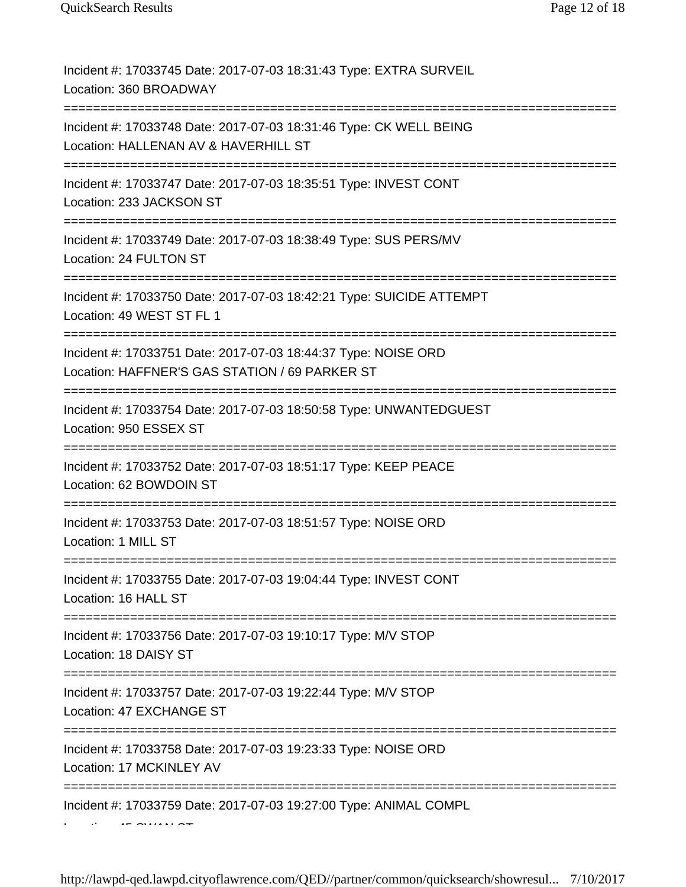Incident #: 17033745 Date: 2017-07-03 18:31:43 Type: EXTRA SURVEIL
Location: 360 BROADWAY

===========================================================================

Incident #: 17033748 Date: 2017-07-03 18:31:46 Type: CK WELL BEING
Location: HALLENAN AV & HAVERHILL ST

===========================================================================

Incident #: 17033747 Date: 2017-07-03 18:35:51 Type: INVEST CONT
Location: 233 JACKSON ST

===========================================================================

Incident #: 17033749 Date: 2017-07-03 18:38:49 Type: SUS PERS/MV
Location: 24 FULTON ST

===========================================================================

Incident #: 17033750 Date: 2017-07-03 18:42:21 Type: SUICIDE ATTEMPT
Location: 49 WEST ST FL 1

===========================================================================

Incident #: 17033751 Date: 2017-07-03 18:44:37 Type: NOISE ORD
Location: HAFFNER'S GAS STATION / 69 PARKER ST

===========================================================================

Incident #: 17033754 Date: 2017-07-03 18:50:58 Type: UNWANTEDGUEST
Location: 950 ESSEX ST

===========================================================================

Incident #: 17033752 Date: 2017-07-03 18:51:17 Type: KEEP PEACE
Location: 62 BOWDOIN ST

===========================================================================

Incident #: 17033753 Date: 2017-07-03 18:51:57 Type: NOISE ORD
Location: 1 MILL ST

===========================================================================

Incident #: 17033755 Date: 2017-07-03 19:04:44 Type: INVEST CONT
Location: 16 HALL ST

===========================================================================

Incident #: 17033756 Date: 2017-07-03 19:10:17 Type: M/V STOP
Location: 18 DAISY ST

===========================================================================

Incident #: 17033757 Date: 2017-07-03 19:22:44 Type: M/V STOP
Location: 47 EXCHANGE ST

===========================================================================

Incident #: 17033758 Date: 2017-07-03 19:23:33 Type: NOISE ORD
Location: 17 MCKINLEY AV

===========================================================================

Incident #: 17033759 Date: 2017-07-03 19:27:00 Type: ANIMAL COMPL
Location: 45 SWAN ST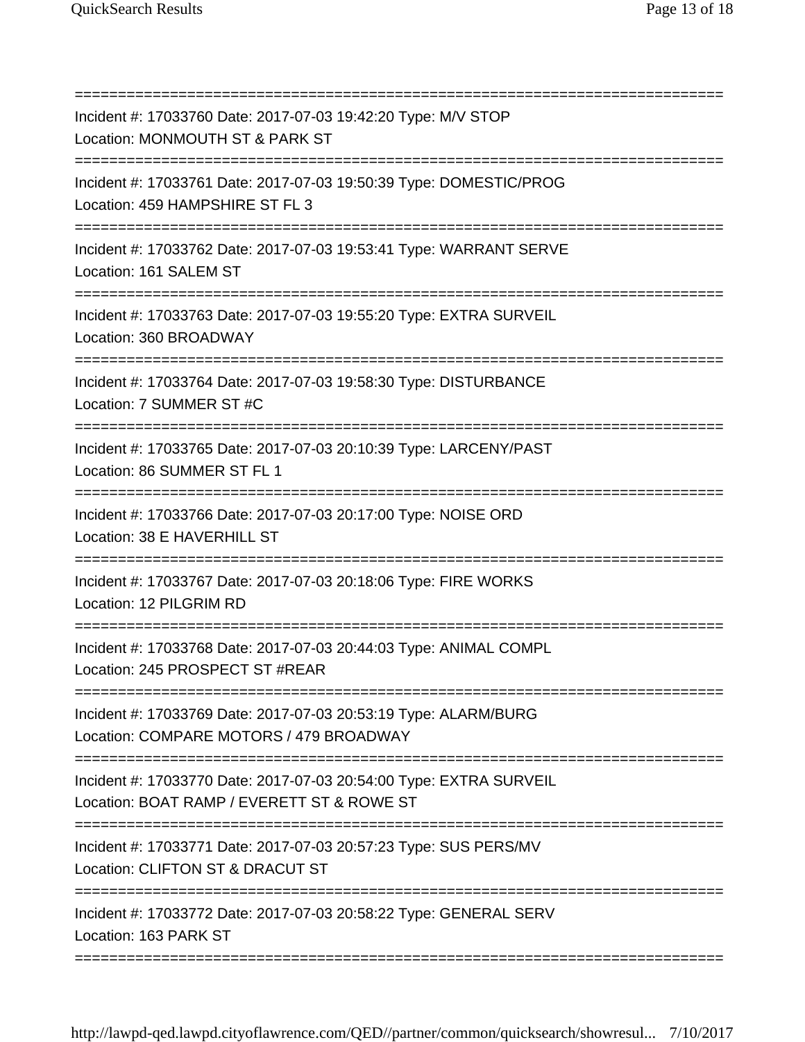===========================================================================

Incident #: 17033760 Date: 2017-07-03 19:42:20 Type: M/V STOP

Location: MONMOUTH ST & PARK ST

===========================================================================

Incident #: 17033761 Date: 2017-07-03 19:50:39 Type: DOMESTIC/PROG

Location: 459 HAMPSHIRE ST FL 3

===========================================================================

Incident #: 17033762 Date: 2017-07-03 19:53:41 Type: WARRANT SERVE

Location: 161 SALEM ST

===========================================================================

Incident #: 17033763 Date: 2017-07-03 19:55:20 Type: EXTRA SURVEIL

Location: 360 BROADWAY

===========================================================================

Incident #: 17033764 Date: 2017-07-03 19:58:30 Type: DISTURBANCE

Location: 7 SUMMER ST #C

===========================================================================

Incident #: 17033765 Date: 2017-07-03 20:10:39 Type: LARCENY/PAST

Location: 86 SUMMER ST FL 1

===========================================================================

Incident #: 17033766 Date: 2017-07-03 20:17:00 Type: NOISE ORD

Location: 38 E HAVERHILL ST

===========================================================================

Incident #: 17033767 Date: 2017-07-03 20:18:06 Type: FIRE WORKS

Location: 12 PILGRIM RD

===========================================================================

Incident #: 17033768 Date: 2017-07-03 20:44:03 Type: ANIMAL COMPL

Location: 245 PROSPECT ST #REAR

===========================================================================

Incident #: 17033769 Date: 2017-07-03 20:53:19 Type: ALARM/BURG

Location: COMPARE MOTORS / 479 BROADWAY

===========================================================================

Incident #: 17033770 Date: 2017-07-03 20:54:00 Type: EXTRA SURVEIL

Location: BOAT RAMP / EVERETT ST & ROWE ST

===========================================================================

Incident #: 17033771 Date: 2017-07-03 20:57:23 Type: SUS PERS/MV

Location: CLIFTON ST & DRACUT ST

===========================================================================

Incident #: 17033772 Date: 2017-07-03 20:58:22 Type: GENERAL SERV

Location: 163 PARK ST

===========================================================================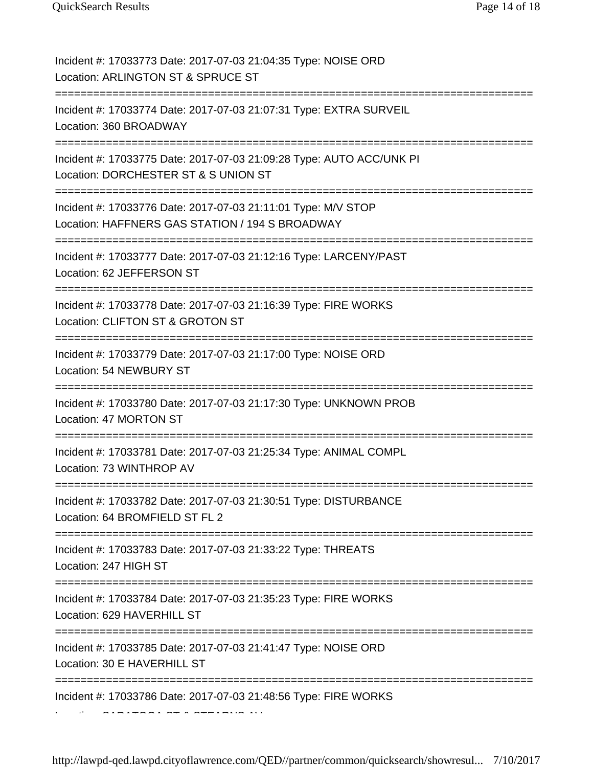Incident #: 17033773 Date: 2017-07-03 21:04:35 Type: NOISE ORD
Location: ARLINGTON ST & SPRUCE ST

===========================================================================

Incident #: 17033774 Date: 2017-07-03 21:07:31 Type: EXTRA SURVEIL
Location: 360 BROADWAY

===========================================================================

Incident #: 17033775 Date: 2017-07-03 21:09:28 Type: AUTO ACC/UNK PI
Location: DORCHESTER ST & S UNION ST

===========================================================================

Incident #: 17033776 Date: 2017-07-03 21:11:01 Type: M/V STOP
Location: HAFFNERS GAS STATION / 194 S BROADWAY

===========================================================================

Incident #: 17033777 Date: 2017-07-03 21:12:16 Type: LARCENY/PAST
Location: 62 JEFFERSON ST

===========================================================================

Incident #: 17033778 Date: 2017-07-03 21:16:39 Type: FIRE WORKS
Location: CLIFTON ST & GROTON ST

===========================================================================

Incident #: 17033779 Date: 2017-07-03 21:17:00 Type: NOISE ORD
Location: 54 NEWBURY ST

===========================================================================

Incident #: 17033780 Date: 2017-07-03 21:17:30 Type: UNKNOWN PROB
Location: 47 MORTON ST

===========================================================================

Incident #: 17033781 Date: 2017-07-03 21:25:34 Type: ANIMAL COMPL
Location: 73 WINTHROP AV

===========================================================================

Incident #: 17033782 Date: 2017-07-03 21:30:51 Type: DISTURBANCE
Location: 64 BROMFIELD ST FL 2

===========================================================================

Incident #: 17033783 Date: 2017-07-03 21:33:22 Type: THREATS
Location: 247 HIGH ST

===========================================================================

Incident #: 17033784 Date: 2017-07-03 21:35:23 Type: FIRE WORKS
Location: 629 HAVERHILL ST

===========================================================================

Incident #: 17033785 Date: 2017-07-03 21:41:47 Type: NOISE ORD
Location: 30 E HAVERHILL ST

===========================================================================

Incident #: 17033786 Date: 2017-07-03 21:48:56 Type: FIRE WORKS
Location: SARATOGA ST & STEARNS AV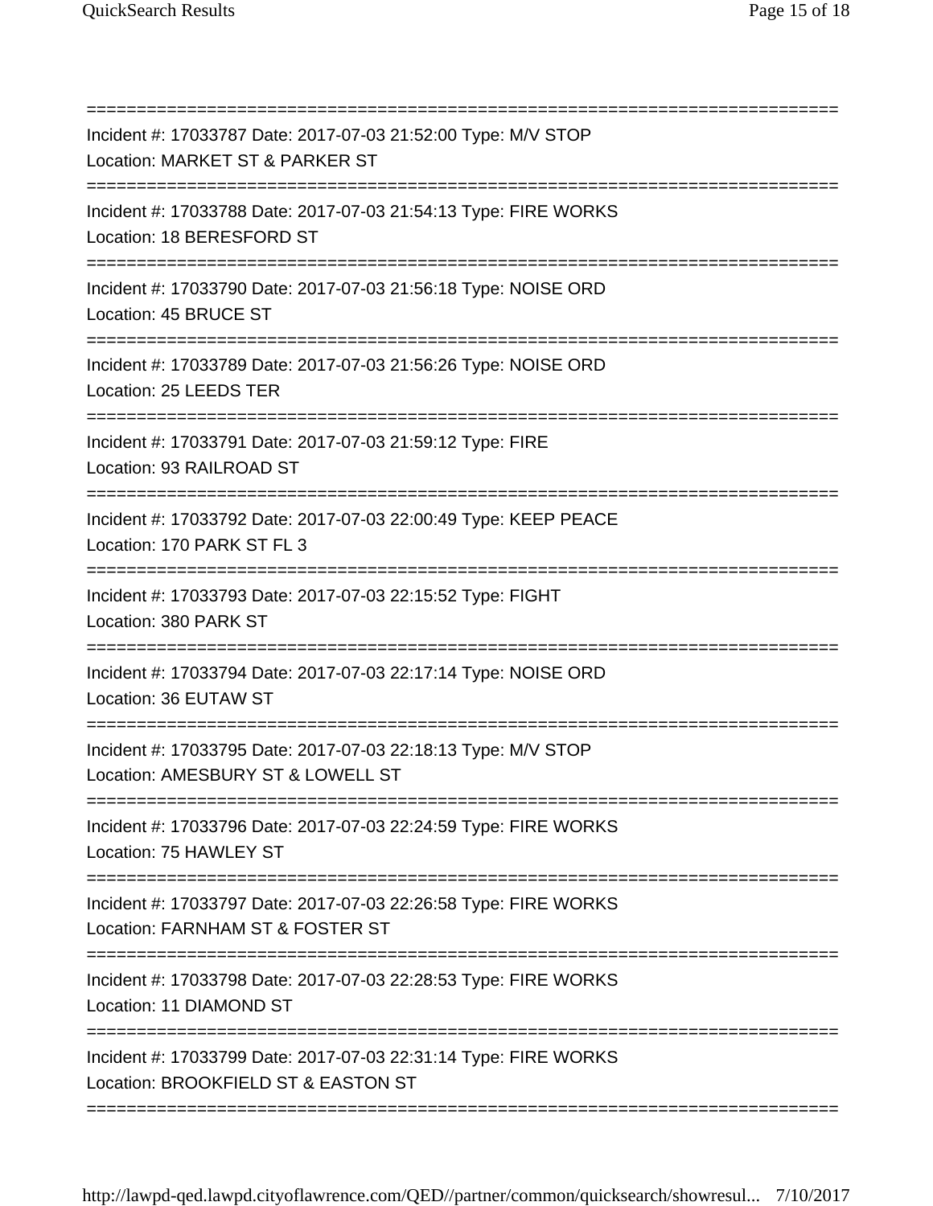Incident #: 17033787 Date: 2017-07-03 21:52:00 Type: M/V STOP
Location: MARKET ST & PARKER ST

Incident #: 17033788 Date: 2017-07-03 21:54:13 Type: FIRE WORKS
Location: 18 BERESFORD ST

Incident #: 17033790 Date: 2017-07-03 21:56:18 Type: NOISE ORD
Location: 45 BRUCE ST

Incident #: 17033789 Date: 2017-07-03 21:56:26 Type: NOISE ORD
Location: 25 LEEDS TER

Incident #: 17033791 Date: 2017-07-03 21:59:12 Type: FIRE
Location: 93 RAILROAD ST

Incident #: 17033792 Date: 2017-07-03 22:00:49 Type: KEEP PEACE
Location: 170 PARK ST FL 3

Incident #: 17033793 Date: 2017-07-03 22:15:52 Type: FIGHT
Location: 380 PARK ST

Incident #: 17033794 Date: 2017-07-03 22:17:14 Type: NOISE ORD
Location: 36 EUTAW ST

Incident #: 17033795 Date: 2017-07-03 22:18:13 Type: M/V STOP
Location: AMESBURY ST & LOWELL ST

Incident #: 17033796 Date: 2017-07-03 22:24:59 Type: FIRE WORKS
Location: 75 HAWLEY ST

Incident #: 17033797 Date: 2017-07-03 22:26:58 Type: FIRE WORKS
Location: FARNHAM ST & FOSTER ST

Incident #: 17033798 Date: 2017-07-03 22:28:53 Type: FIRE WORKS
Location: 11 DIAMOND ST

Incident #: 17033799 Date: 2017-07-03 22:31:14 Type: FIRE WORKS
Location: BROOKFIELD ST & EASTON ST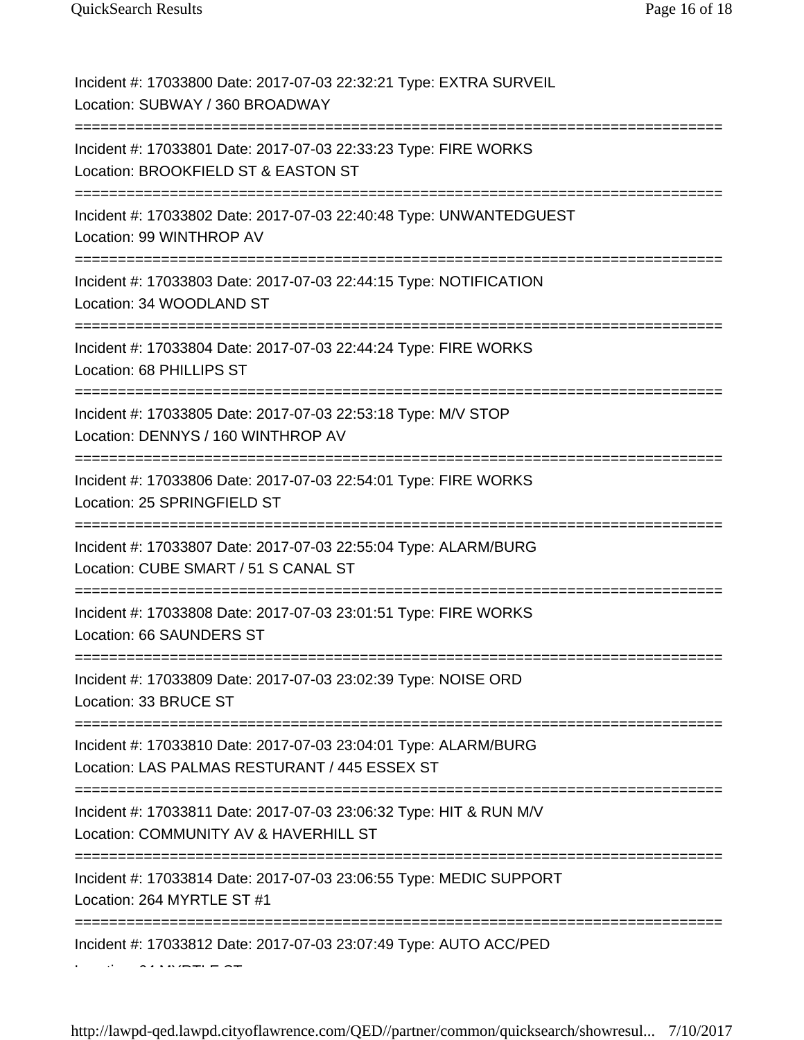Incident #: 17033800 Date: 2017-07-03 22:32:21 Type: EXTRA SURVEIL
Location: SUBWAY / 360 BROADWAY

===========================================================================

Incident #: 17033801 Date: 2017-07-03 22:33:23 Type: FIRE WORKS
Location: BROOKFIELD ST & EASTON ST

===========================================================================

Incident #: 17033802 Date: 2017-07-03 22:40:48 Type: UNWANTEDGUEST
Location: 99 WINTHROP AV

===========================================================================

Incident #: 17033803 Date: 2017-07-03 22:44:15 Type: NOTIFICATION
Location: 34 WOODLAND ST

===========================================================================

Incident #: 17033804 Date: 2017-07-03 22:44:24 Type: FIRE WORKS
Location: 68 PHILLIPS ST

===========================================================================

Incident #: 17033805 Date: 2017-07-03 22:53:18 Type: M/V STOP
Location: DENNYS / 160 WINTHROP AV

===========================================================================

Incident #: 17033806 Date: 2017-07-03 22:54:01 Type: FIRE WORKS
Location: 25 SPRINGFIELD ST

===========================================================================

Incident #: 17033807 Date: 2017-07-03 22:55:04 Type: ALARM/BURG
Location: CUBE SMART / 51 S CANAL ST

===========================================================================

Incident #: 17033808 Date: 2017-07-03 23:01:51 Type: FIRE WORKS
Location: 66 SAUNDERS ST

===========================================================================

Incident #: 17033809 Date: 2017-07-03 23:02:39 Type: NOISE ORD
Location: 33 BRUCE ST

===========================================================================

Incident #: 17033810 Date: 2017-07-03 23:04:01 Type: ALARM/BURG
Location: LAS PALMAS RESTURANT / 445 ESSEX ST

===========================================================================

Incident #: 17033811 Date: 2017-07-03 23:06:32 Type: HIT & RUN M/V
Location: COMMUNITY AV & HAVERHILL ST

===========================================================================

Incident #: 17033814 Date: 2017-07-03 23:06:55 Type: MEDIC SUPPORT
Location: 264 MYRTLE ST #1

===========================================================================

Incident #: 17033812 Date: 2017-07-03 23:07:49 Type: AUTO ACC/PED
Location: 64 MYRTLE ST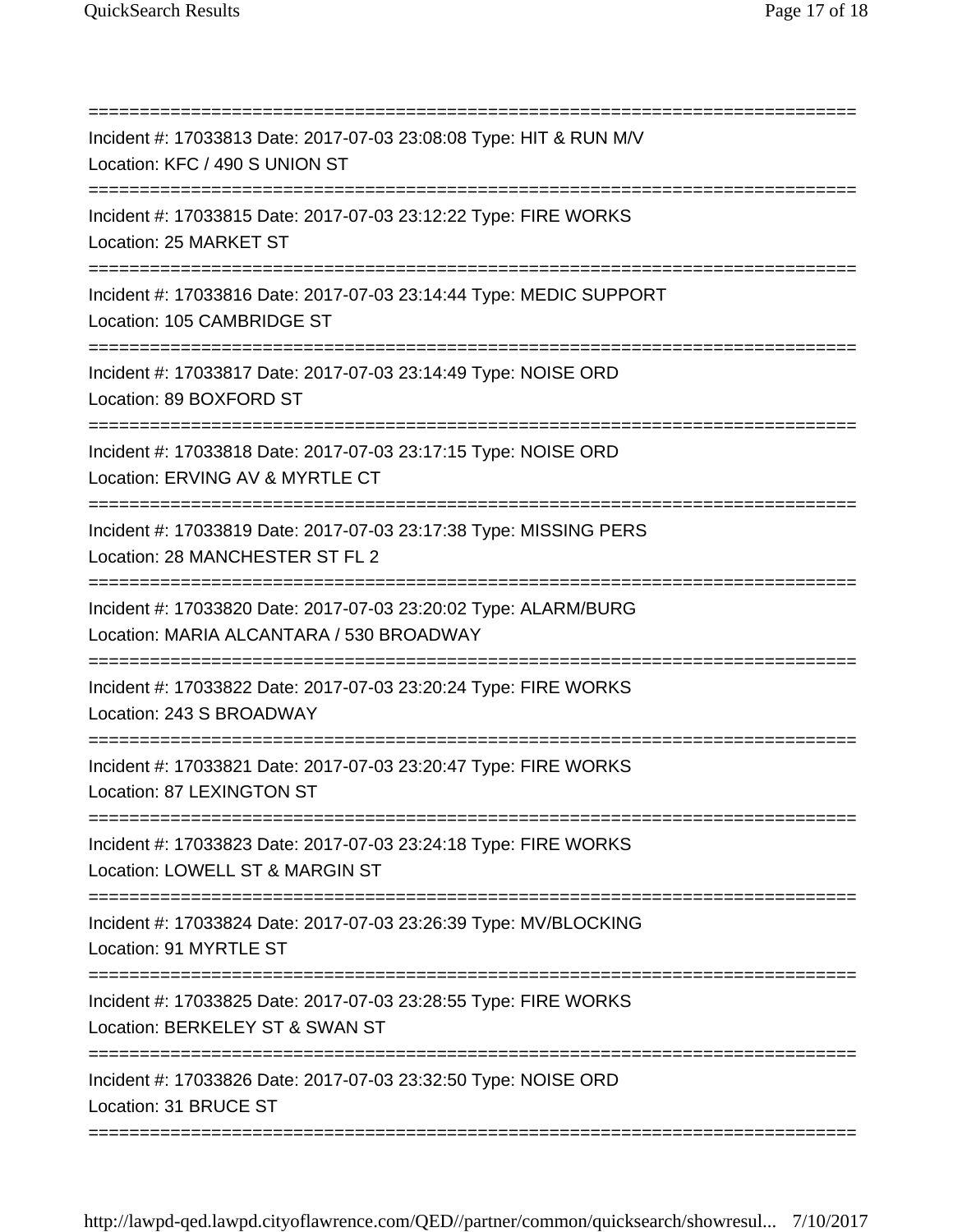===========================================================================

Incident #: 17033813 Date: 2017-07-03 23:08:08 Type: HIT & RUN M/V
Location: KFC / 490 S UNION ST

===========================================================================

Incident #: 17033815 Date: 2017-07-03 23:12:22 Type: FIRE WORKS
Location: 25 MARKET ST

===========================================================================

Incident #: 17033816 Date: 2017-07-03 23:14:44 Type: MEDIC SUPPORT
Location: 105 CAMBRIDGE ST

===========================================================================

Incident #: 17033817 Date: 2017-07-03 23:14:49 Type: NOISE ORD
Location: 89 BOXFORD ST

===========================================================================

Incident #: 17033818 Date: 2017-07-03 23:17:15 Type: NOISE ORD
Location: ERVING AV & MYRTLE CT

===========================================================================

Incident #: 17033819 Date: 2017-07-03 23:17:38 Type: MISSING PERS
Location: 28 MANCHESTER ST FL 2

===========================================================================

Incident #: 17033820 Date: 2017-07-03 23:20:02 Type: ALARM/BURG
Location: MARIA ALCANTARA / 530 BROADWAY

===========================================================================

Incident #: 17033822 Date: 2017-07-03 23:20:24 Type: FIRE WORKS
Location: 243 S BROADWAY

===========================================================================

Incident #: 17033821 Date: 2017-07-03 23:20:47 Type: FIRE WORKS
Location: 87 LEXINGTON ST

===========================================================================

Incident #: 17033823 Date: 2017-07-03 23:24:18 Type: FIRE WORKS
Location: LOWELL ST & MARGIN ST

===========================================================================

Incident #: 17033824 Date: 2017-07-03 23:26:39 Type: MV/BLOCKING
Location: 91 MYRTLE ST

===========================================================================

Incident #: 17033825 Date: 2017-07-03 23:28:55 Type: FIRE WORKS
Location: BERKELEY ST & SWAN ST

===========================================================================

Incident #: 17033826 Date: 2017-07-03 23:32:50 Type: NOISE ORD
Location: 31 BRUCE ST

===========================================================================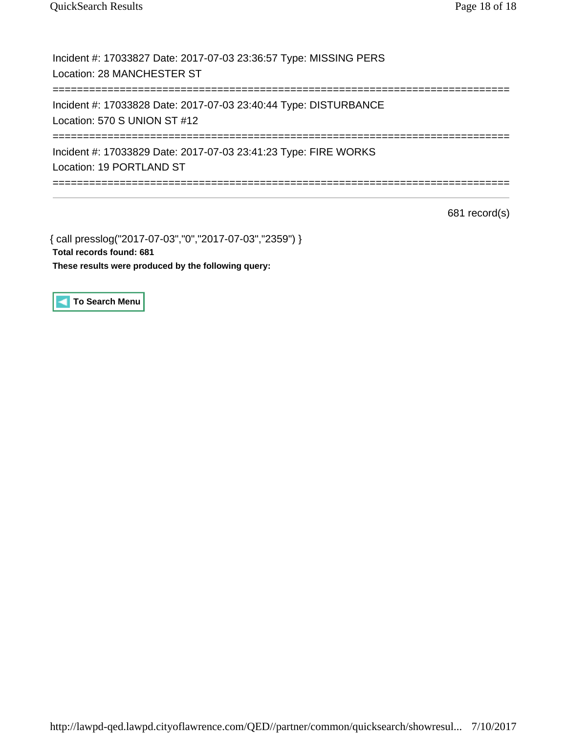Incident #: 17033827 Date: 2017-07-03 23:36:57 Type: MISSING PERS
Location: 28 MANCHESTER ST

===========================================================================

Incident #: 17033828 Date: 2017-07-03 23:40:44 Type: DISTURBANCE
Location: 570 S UNION ST #12

===========================================================================

Incident #: 17033829 Date: 2017-07-03 23:41:23 Type: FIRE WORKS
Location: 19 PORTLAND ST

===========================================================================

681 record(s)

{ call presslog("2017-07-03","0","2017-07-03","2359") }

**Total records found: 681**

**These results were produced by the following query:**

**To Search Menu**